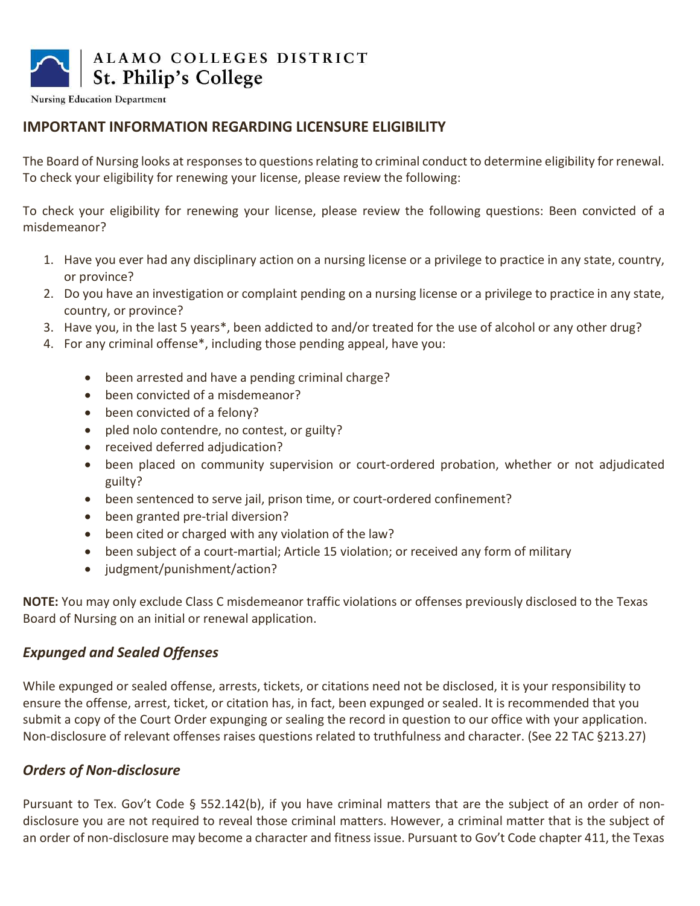ALAMO COLLEGES DISTRICT
St. Philip's College

Nursing Education Department

## IMPORTANT INFORMATION REGARDING LICENSURE ELIGIBILITY

The Board of Nursing looks at responses to questions relating to criminal conduct to determine eligibility for renewal. To check your eligibility for renewing your license, please review the following:

To check your eligibility for renewing your license, please review the following questions: Been convicted of a misdemeanor?

1. Have you ever had any disciplinary action on a nursing license or a privilege to practice in any state, country, or province?
2. Do you have an investigation or complaint pending on a nursing license or a privilege to practice in any state, country, or province?
3. Have you, in the last 5 years*, been addicted to and/or treated for the use of alcohol or any other drug?
4. For any criminal offense*, including those pending appeal, have you:

    - been arrested and have a pending criminal charge?
    - been convicted of a misdemeanor?
    - been convicted of a felony?
    - pled nolo contendre, no contest, or guilty?
    - received deferred adjudication?
    - been placed on community supervision or court-ordered probation, whether or not adjudicated guilty?
    - been sentenced to serve jail, prison time, or court-ordered confinement?
    - been granted pre-trial diversion?
    - been cited or charged with any violation of the law?
    - been subject of a court-martial; Article 15 violation; or received any form of military
    - judgment/punishment/action?

**NOTE:** You may only exclude Class C misdemeanor traffic violations or offenses previously disclosed to the Texas Board of Nursing on an initial or renewal application.

### *Expunged and Sealed Offenses*

While expunged or sealed offense, arrests, tickets, or citations need not be disclosed, it is your responsibility to ensure the offense, arrest, ticket, or citation has, in fact, been expunged or sealed. It is recommended that you submit a copy of the Court Order expunging or sealing the record in question to our office with your application. Non-disclosure of relevant offenses raises questions related to truthfulness and character. (See 22 TAC §213.27)

### *Orders of Non-disclosure*

Pursuant to Tex. Gov't Code § 552.142(b), if you have criminal matters that are the subject of an order of non-disclosure you are not required to reveal those criminal matters. However, a criminal matter that is the subject of an order of non-disclosure may become a character and fitness issue. Pursuant to Gov't Code chapter 411, the Texas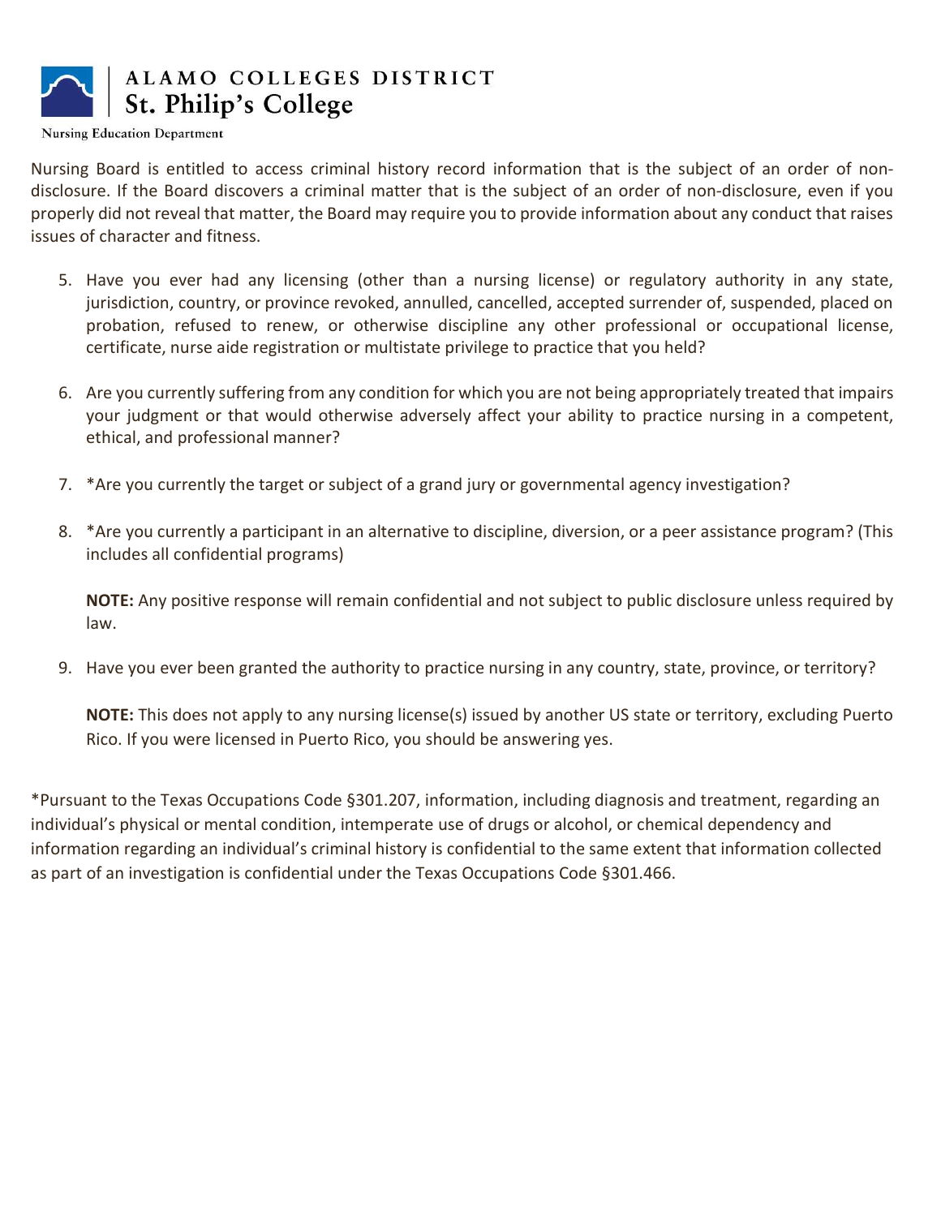Nursing Board is entitled to access criminal history record information that is the subject of an order of non-disclosure. If the Board discovers a criminal matter that is the subject of an order of non-disclosure, even if you properly did not reveal that matter, the Board may require you to provide information about any conduct that raises issues of character and fitness.

5. Have you ever had any licensing (other than a nursing license) or regulatory authority in any state, jurisdiction, country, or province revoked, annulled, cancelled, accepted surrender of, suspended, placed on probation, refused to renew, or otherwise discipline any other professional or occupational license, certificate, nurse aide registration or multistate privilege to practice that you held?

6. Are you currently suffering from any condition for which you are not being appropriately treated that impairs your judgment or that would otherwise adversely affect your ability to practice nursing in a competent, ethical, and professional manner?

7. *Are you currently the target or subject of a grand jury or governmental agency investigation?

8. *Are you currently a participant in an alternative to discipline, diversion, or a peer assistance program? (This includes all confidential programs)

   **NOTE:** Any positive response will remain confidential and not subject to public disclosure unless required by law.

9. Have you ever been granted the authority to practice nursing in any country, state, province, or territory?

   **NOTE:** This does not apply to any nursing license(s) issued by another US state or territory, excluding Puerto Rico. If you were licensed in Puerto Rico, you should be answering yes.

*Pursuant to the Texas Occupations Code §301.207, information, including diagnosis and treatment, regarding an individual's physical or mental condition, intemperate use of drugs or alcohol, or chemical dependency and information regarding an individual's criminal history is confidential to the same extent that information collected as part of an investigation is confidential under the Texas Occupations Code §301.466.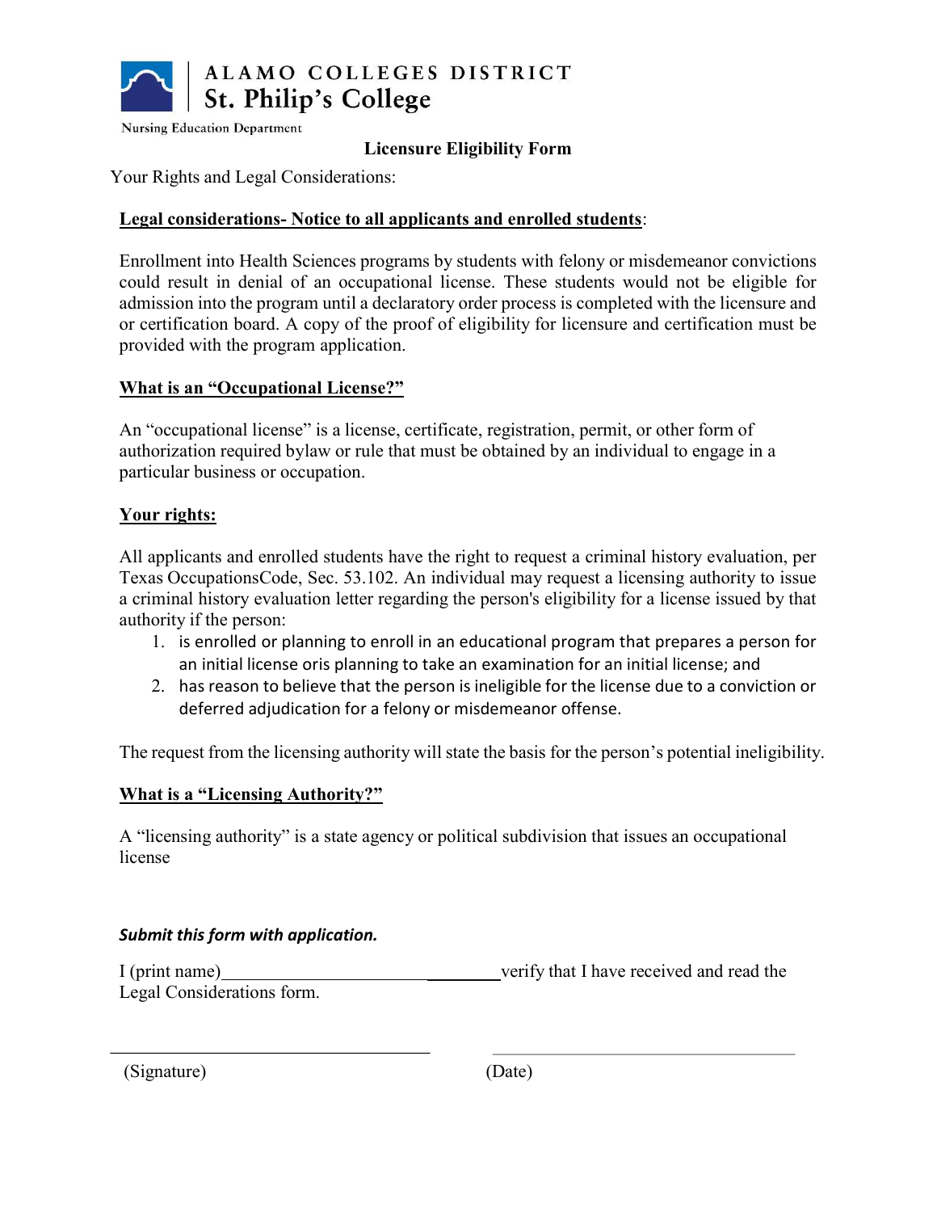ALAMO COLLEGES DISTRICT
St. Philip's College

Nursing Education Department

## Licensure Eligibility Form

Your Rights and Legal Considerations:

**Legal considerations- Notice to all applicants and enrolled students**:

Enrollment into Health Sciences programs by students with felony or misdemeanor convictions could result in denial of an occupational license. These students would not be eligible for admission into the program until a declaratory order process is completed with the licensure and or certification board. A copy of the proof of eligibility for licensure and certification must be provided with the program application.

**What is an "Occupational License?"**

An "occupational license" is a license, certificate, registration, permit, or other form of authorization required bylaw or rule that must be obtained by an individual to engage in a particular business or occupation.

**Your rights:**

All applicants and enrolled students have the right to request a criminal history evaluation, per Texas OccupationsCode, Sec. 53.102. An individual may request a licensing authority to issue a criminal history evaluation letter regarding the person's eligibility for a license issued by that authority if the person:

1. is enrolled or planning to enroll in an educational program that prepares a person for an initial license oris planning to take an examination for an initial license; and
2. has reason to believe that the person is ineligible for the license due to a conviction or deferred adjudication for a felony or misdemeanor offense.

The request from the licensing authority will state the basis for the person's potential ineligibility.

**What is a "Licensing Authority?"**

A "licensing authority" is a state agency or political subdivision that issues an occupational license

***Submit this form with application.***

I (print name)________________________________ verify that I have received and read the Legal Considerations form.

______________________________ ______________________________

(Signature) (Date)